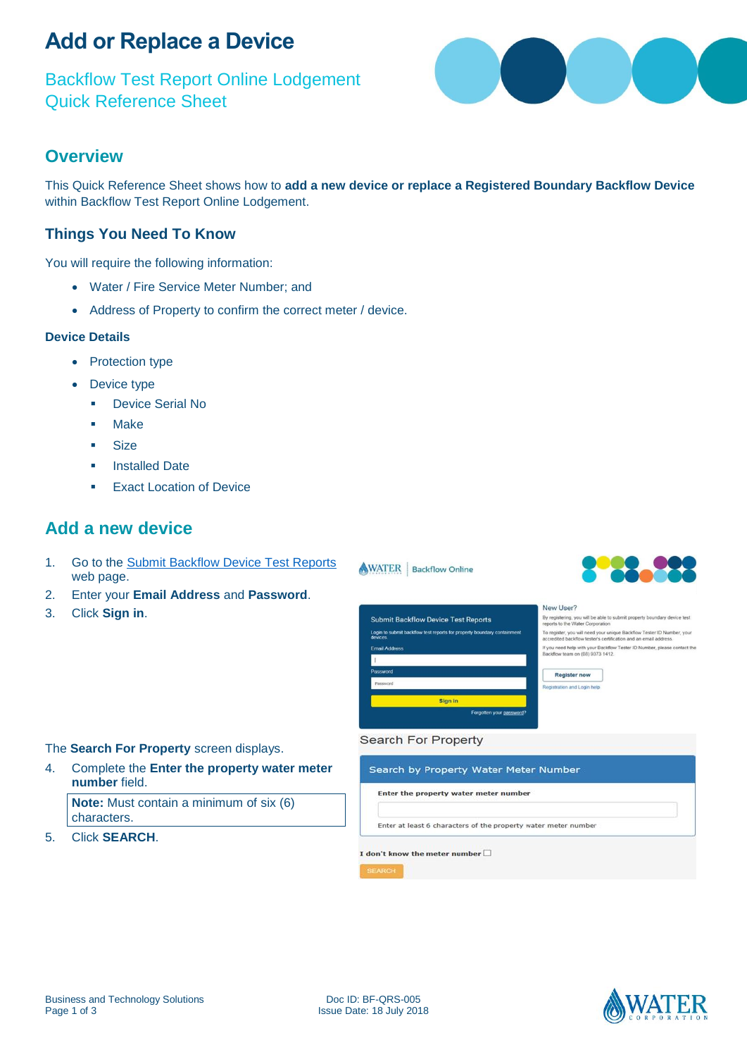# Add or Replace a Device

Backflow Test Report Online Lodgement
Quick Reference Sheet

## Overview

This Quick Reference Sheet shows how to **add a new device or replace a Registered Boundary Backflow Device** within Backflow Test Report Online Lodgement.

### Things You Need To Know

You will require the following information:

- Water / Fire Service Meter Number; and
- Address of Property to confirm the correct meter / device.

**Device Details**

- Protection type
- Device type
  - Device Serial No
  - Make
  - Size
  - Installed Date
  - Exact Location of Device

## Add a new device

1. Go to the Submit Backflow Device Test Reports web page.
2. Enter your **Email Address** and **Password**.
3. Click **Sign in**.

The **Search For Property** screen displays.

4. Complete the **Enter the property water meter number** field.

   **Note:** Must contain a minimum of six (6) characters.

5. Click **SEARCH**.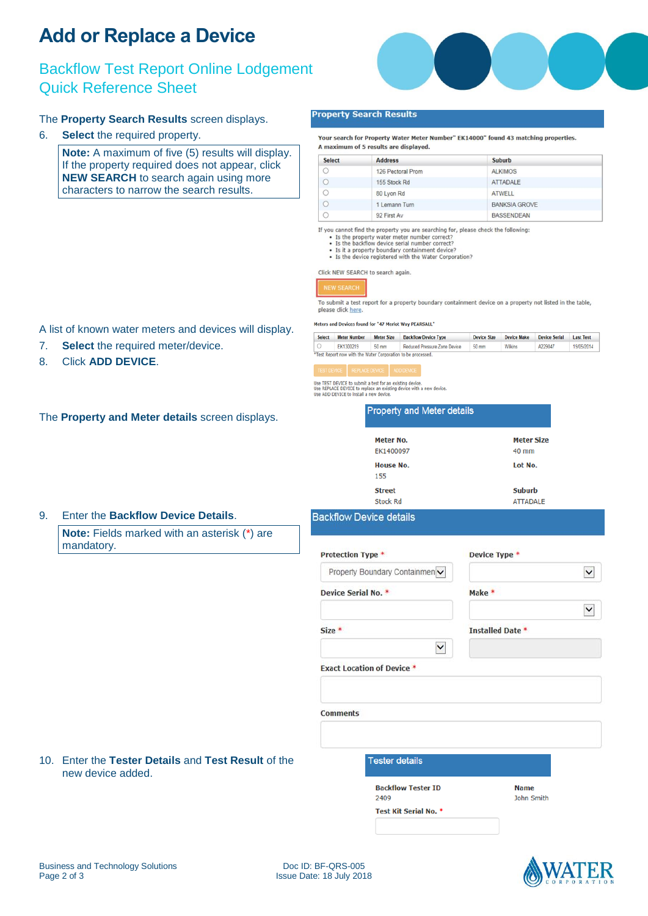# Add or Replace a Device

## Backflow Test Report Online Lodgement Quick Reference Sheet

The **Property Search Results** screen displays.

6. **Select** the required property.

   > **Note:** A maximum of five (5) results will display. If the property required does not appear, click **NEW SEARCH** to search again using more characters to narrow the search results.

**Property Search Results**

Your search for Property Water Meter Number" EK14000" found 43 matching properties. A maximum of 5 results are displayed.

| Select | Address | Suburb |
|---|---|---|
| ○ | 126 Pectoral Prom | ALKIMOS |
| ○ | 155 Stock Rd | ATTADALE |
| ○ | 80 Lyon Rd | ATWELL |
| ○ | 1 Lemann Turn | BANKSIA GROVE |
| ○ | 92 First Av | BASSENDEAN |

If you cannot find the property you are searching for, please check the following:

- Is the property water meter number correct?
- Is the backflow device serial number correct?
- Is it a property boundary containment device?
- Is the device registered with the Water Corporation?

Click NEW SEARCH to search again.

NEW SEARCH

To submit a test report for a property boundary containment device on a property not listed in the table, please click here.

A list of known water meters and devices will display.

7. **Select** the required meter/device.
8. Click **ADD DEVICE**.

Meters and Devices found for "47 Merlot Way PEARSALL"

| Select | Meter Number | Meter Size | Backflow Device Type | Device Size | Device Make | Device Serial | Last Test |
|---|---|---|---|---|---|---|---|
| ○ | EK1300219 | 50 mm | Reduced Pressure Zone Device | 50 mm | Wilkins | A229047 | 19/05/2014 |

*Test Report now with the Water Corporation to be processed.

TEST DEVICE | REPLACE DEVICE | ADD DEVICE

Use TEST DEVICE to submit a test for an existing device.
Use REPLACE DEVICE to replace an existing device with a new device.
Use ADD DEVICE to install a new device.

The **Property and Meter details** screen displays.

**Property and Meter details**

| | |
|---|---|
| **Meter No.** EK1400097 | **Meter Size** 40 mm |
| **House No.** 155 | **Lot No.** |
| **Street** Stock Rd | **Suburb** ATTADALE |

9. Enter the **Backflow Device Details**.

   > **Note:** Fields marked with an asterisk (*) are mandatory.

**Backflow Device details**

- Protection Type * : Property Boundary Containmen
- Device Type *
- Device Serial No. *
- Make *
- Size *
- Installed Date *
- Exact Location of Device *
- Comments

10. Enter the **Tester Details** and **Test Result** of the new device added.

**Tester details**

| | |
|---|---|
| **Backflow Tester ID** 2409 | **Name** John Smith |
| **Test Kit Serial No.** * | |

Business and Technology Solutions

Doc ID: BF-QRS-005
Issue Date: 18 July 2018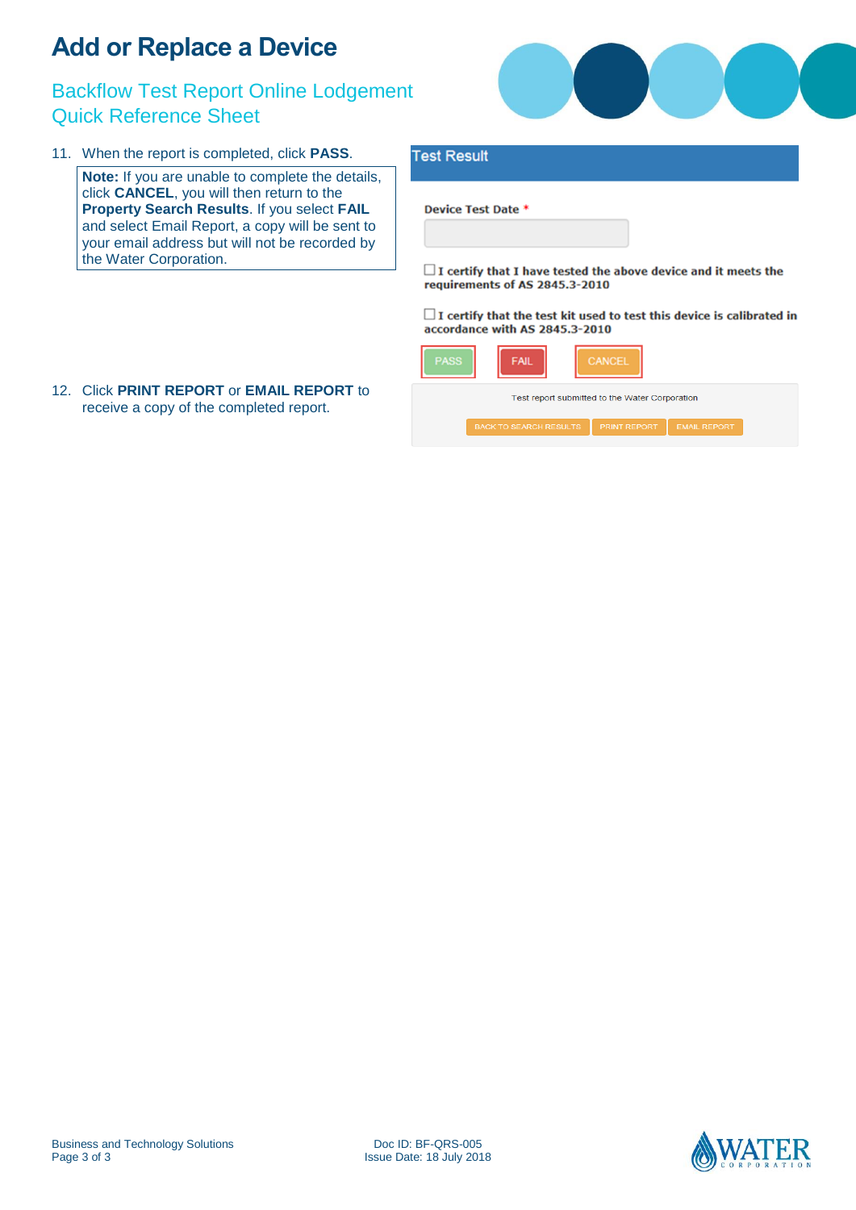# Add or Replace a Device

## Backflow Test Report Online Lodgement Quick Reference Sheet

11. When the report is completed, click **PASS**.

    **Note:** If you are unable to complete the details, click **CANCEL**, you will then return to the **Property Search Results**. If you select **FAIL** and select Email Report, a copy will be sent to your email address but will not be recorded by the Water Corporation.

Test Result

Device Test Date *

I certify that I have tested the above device and it meets the requirements of AS 2845.3-2010

I certify that the test kit used to test this device is calibrated in accordance with AS 2845.3-2010

PASS FAIL CANCEL

12. Click **PRINT REPORT** or **EMAIL REPORT** to receive a copy of the completed report.

Test report submitted to the Water Corporation

BACK TO SEARCH RESULTS PRINT REPORT EMAIL REPORT

Business and Technology Solutions

Doc ID: BF-QRS-005
Issue Date: 18 July 2018